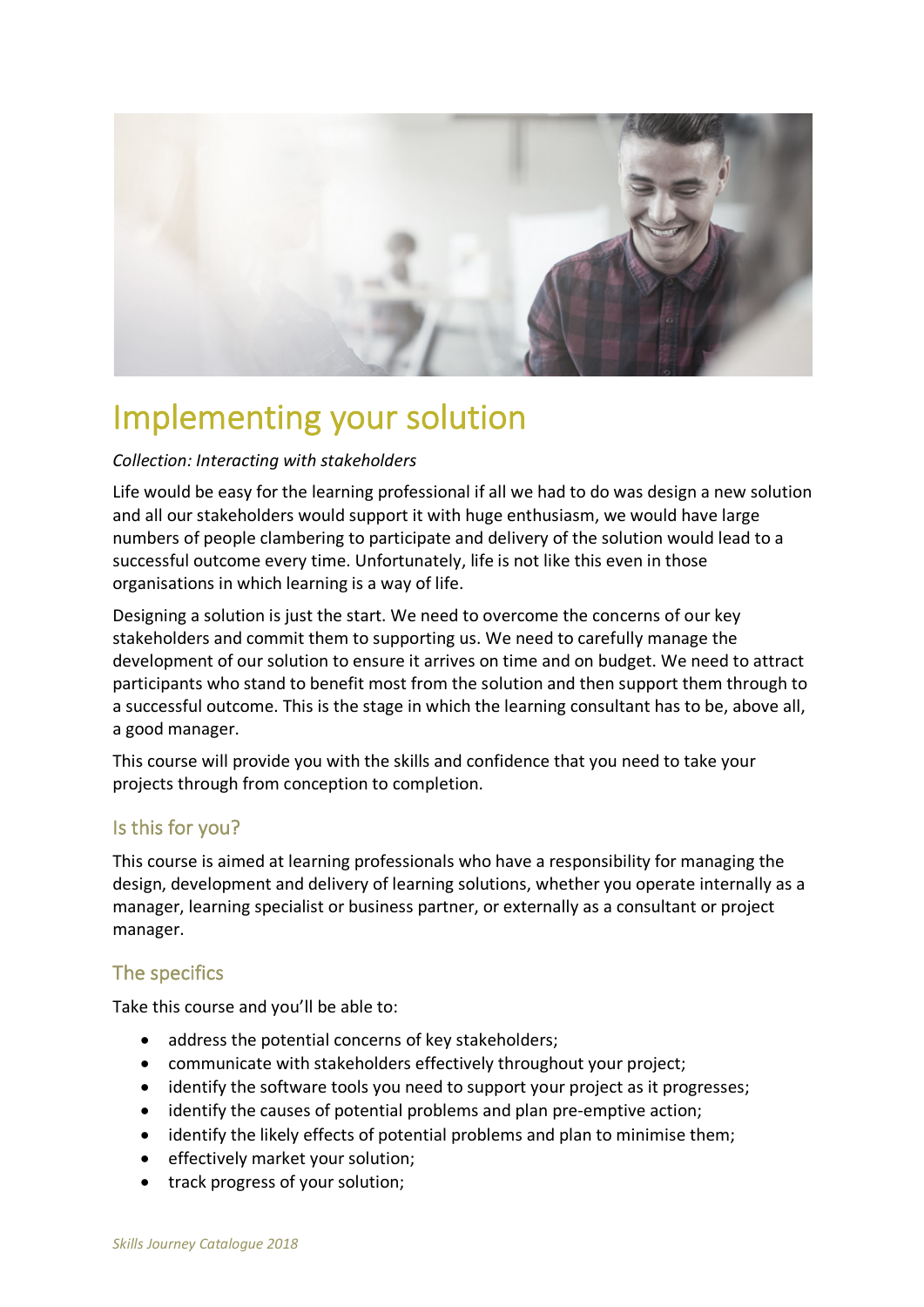# Implementing your solution

*Collection: Interacting with stakeholders*

Life would be easy for the learning professional if all we had to do was design a new solution and all our stakeholders would support it with huge enthusiasm, we would have large numbers of people clambering to participate and delivery of the solution would lead to a successful outcome every time. Unfortunately, life is not like this even in those organisations in which learning is a way of life.

Designing a solution is just the start. We need to overcome the concerns of our key stakeholders and commit them to supporting us. We need to carefully manage the development of our solution to ensure it arrives on time and on budget. We need to attract participants who stand to benefit most from the solution and then support them through to a successful outcome. This is the stage in which the learning consultant has to be, above all, a good manager.

This course will provide you with the skills and confidence that you need to take your projects through from conception to completion.

## Is this for you?

This course is aimed at learning professionals who have a responsibility for managing the design, development and delivery of learning solutions, whether you operate internally as a manager, learning specialist or business partner, or externally as a consultant or project manager.

## The specifics

Take this course and you'll be able to:

- address the potential concerns of key stakeholders;
- communicate with stakeholders effectively throughout your project;
- identify the software tools you need to support your project as it progresses;
- identify the causes of potential problems and plan pre-emptive action;
- identify the likely effects of potential problems and plan to minimise them;
- effectively market your solution;
- track progress of your solution;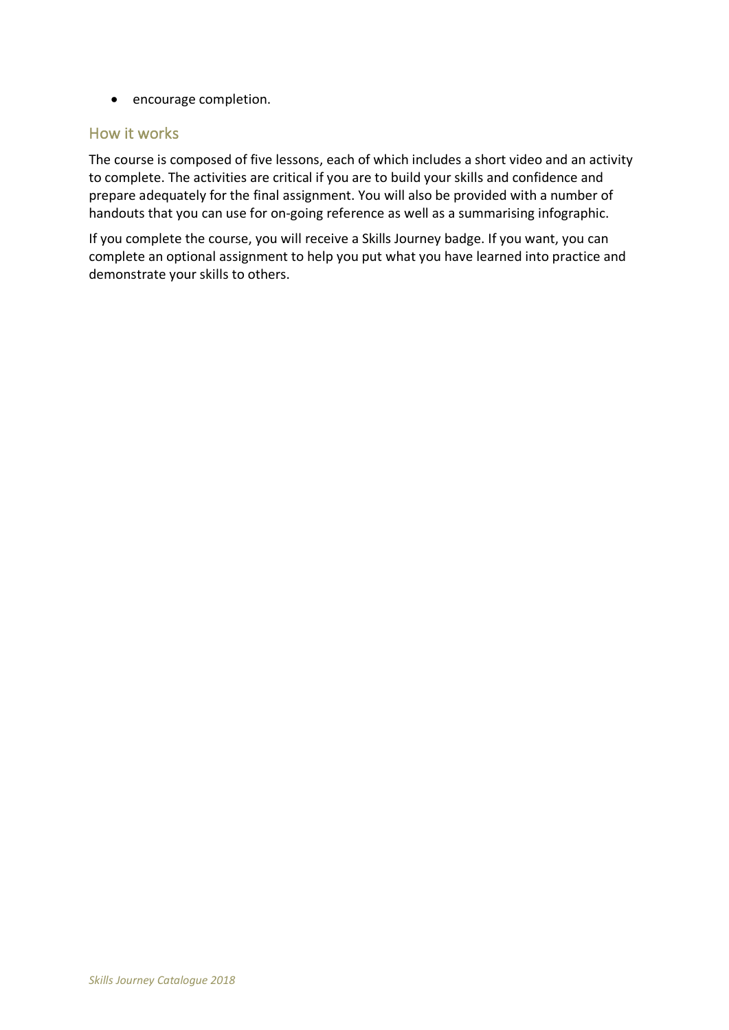- encourage completion.

## How it works

The course is composed of five lessons, each of which includes a short video and an activity to complete. The activities are critical if you are to build your skills and confidence and prepare adequately for the final assignment. You will also be provided with a number of handouts that you can use for on-going reference as well as a summarising infographic.

If you complete the course, you will receive a Skills Journey badge. If you want, you can complete an optional assignment to help you put what you have learned into practice and demonstrate your skills to others.